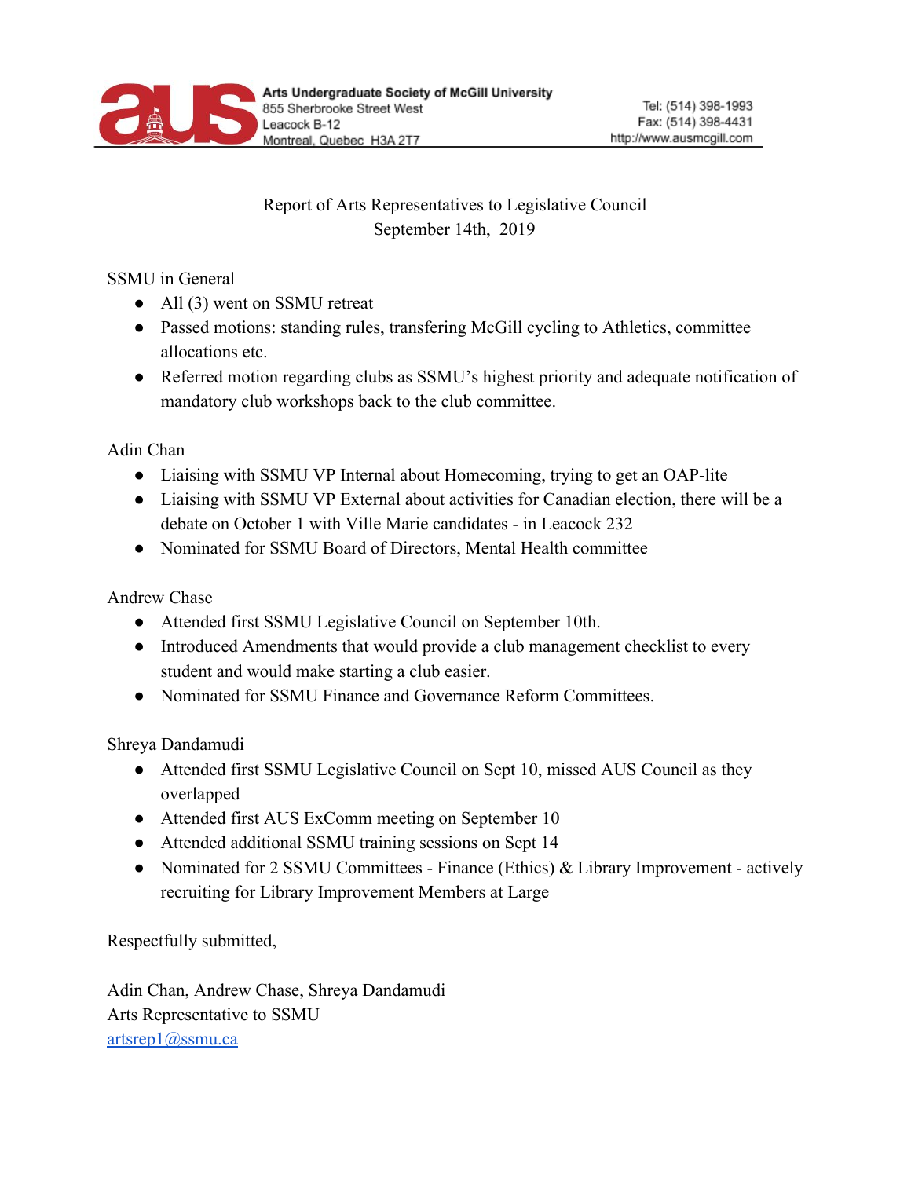Arts Undergraduate Society of McGill University
855 Sherbrooke Street West
Leacock B-12
Montreal, Quebec H3A 2T7

Tel: (514) 398-1993
Fax: (514) 398-4431
http://www.ausmcgill.com

Report of Arts Representatives to Legislative Council
September 14th, 2019

SSMU in General

- All (3) went on SSMU retreat
- Passed motions: standing rules, transfering McGill cycling to Athletics, committee allocations etc.
- Referred motion regarding clubs as SSMU's highest priority and adequate notification of mandatory club workshops back to the club committee.

Adin Chan

- Liaising with SSMU VP Internal about Homecoming, trying to get an OAP-lite
- Liaising with SSMU VP External about activities for Canadian election, there will be a debate on October 1 with Ville Marie candidates - in Leacock 232
- Nominated for SSMU Board of Directors, Mental Health committee

Andrew Chase

- Attended first SSMU Legislative Council on September 10th.
- Introduced Amendments that would provide a club management checklist to every student and would make starting a club easier.
- Nominated for SSMU Finance and Governance Reform Committees.

Shreya Dandamudi

- Attended first SSMU Legislative Council on Sept 10, missed AUS Council as they overlapped
- Attended first AUS ExComm meeting on September 10
- Attended additional SSMU training sessions on Sept 14
- Nominated for 2 SSMU Committees - Finance (Ethics) & Library Improvement - actively recruiting for Library Improvement Members at Large

Respectfully submitted,

Adin Chan, Andrew Chase, Shreya Dandamudi
Arts Representative to SSMU
artsrep1@ssmu.ca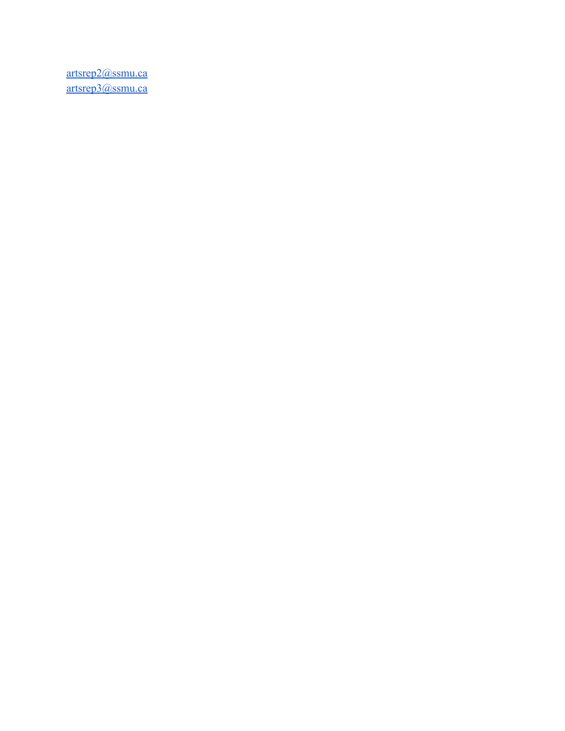[artsrep2@ssmu.ca](mailto:artsrep2@ssmu.ca)
[artsrep3@ssmu.ca](mailto:artsrep3@ssmu.ca)